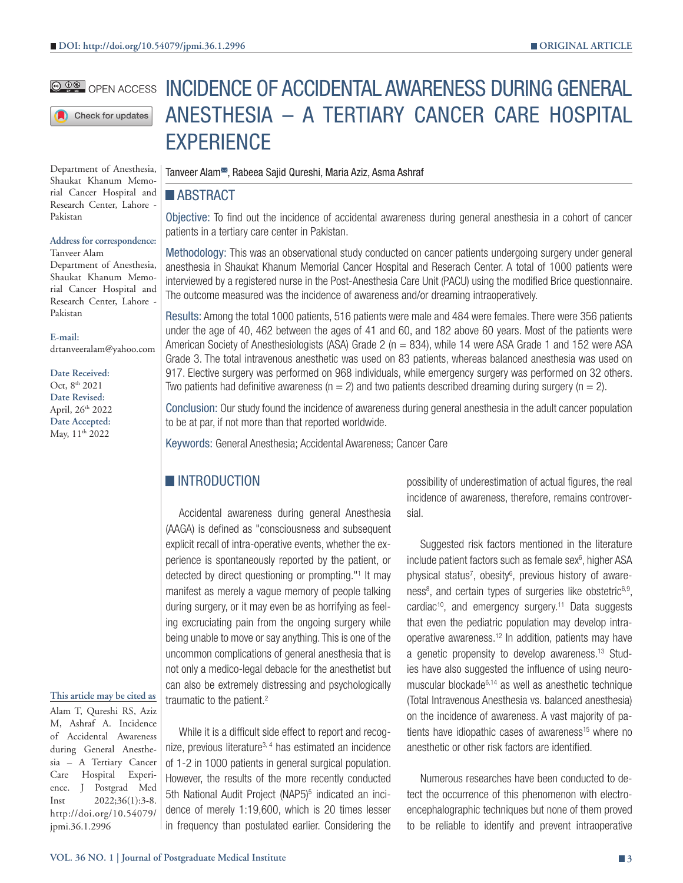# INCIDENCE OF ACCIDENTAL AWARENESS DURING GENERAL ANESTHESIA – A TERTIARY CANCER CARE HOSPITAL EXPERIENCE

OPEN ACCESS

Tanveer Alam, Rabeea Sajid Qureshi, Maria Aziz, Asma Ashraf

Department of Anesthesia, Shaukat Khanum Memorial Cancer Hospital and Research Center, Lahore - Pakistan

**Address for correspondence:**
Tanveer Alam
Department of Anesthesia, Shaukat Khanum Memorial Cancer Hospital and Research Center, Lahore - Pakistan

**E-mail:**
drtanveeralam@yahoo.com

**Date Received:**
Oct, 8th 2021
**Date Revised:**
April, 26th 2022
**Date Accepted:**
May, 11th 2022

**This article may be cited as**
Alam T, Qureshi RS, Aziz M, Ashraf A. Incidence of Accidental Awareness during General Anesthesia – A Tertiary Cancer Care Hospital Experience. J Postgrad Med Inst 2022;36(1):3-8. http://doi.org/10.54079/jpmi.36.1.2996

## ABSTRACT

**Objective:** To find out the incidence of accidental awareness during general anesthesia in a cohort of cancer patients in a tertiary care center in Pakistan.

**Methodology:** This was an observational study conducted on cancer patients undergoing surgery under general anesthesia in Shaukat Khanum Memorial Cancer Hospital and Reserach Center. A total of 1000 patients were interviewed by a registered nurse in the Post-Anesthesia Care Unit (PACU) using the modified Brice questionnaire. The outcome measured was the incidence of awareness and/or dreaming intraoperatively.

**Results:** Among the total 1000 patients, 516 patients were male and 484 were females. There were 356 patients under the age of 40, 462 between the ages of 41 and 60, and 182 above 60 years. Most of the patients were American Society of Anesthesiologists (ASA) Grade 2 (n = 834), while 14 were ASA Grade 1 and 152 were ASA Grade 3. The total intravenous anesthetic was used on 83 patients, whereas balanced anesthesia was used on 917. Elective surgery was performed on 968 individuals, while emergency surgery was performed on 32 others. Two patients had definitive awareness (n = 2) and two patients described dreaming during surgery (n = 2).

**Conclusion:** Our study found the incidence of awareness during general anesthesia in the adult cancer population to be at par, if not more than that reported worldwide.

**Keywords:** General Anesthesia; Accidental Awareness; Cancer Care

## INTRODUCTION

Accidental awareness during general Anesthesia (AAGA) is defined as "consciousness and subsequent explicit recall of intra-operative events, whether the experience is spontaneously reported by the patient, or detected by direct questioning or prompting."[1] It may manifest as merely a vague memory of people talking during surgery, or it may even be as horrifying as feeling excruciating pain from the ongoing surgery while being unable to move or say anything. This is one of the uncommon complications of general anesthesia that is not only a medico-legal debacle for the anesthetist but can also be extremely distressing and psychologically traumatic to the patient.[2]

While it is a difficult side effect to report and recognize, previous literature[3, 4] has estimated an incidence of 1-2 in 1000 patients in general surgical population. However, the results of the more recently conducted 5th National Audit Project (NAP5)[5] indicated an incidence of merely 1:19,600, which is 20 times lesser in frequency than postulated earlier. Considering the possibility of underestimation of actual figures, the real incidence of awareness, therefore, remains controversial.

Suggested risk factors mentioned in the literature include patient factors such as female sex[6], higher ASA physical status[7], obesity[6], previous history of awareness[8], and certain types of surgeries like obstetric[6,9], cardiac[10], and emergency surgery.[11] Data suggests that even the pediatric population may develop intraoperative awareness.[12] In addition, patients may have a genetic propensity to develop awareness.[13] Studies have also suggested the influence of using neuromuscular blockade[6,14] as well as anesthetic technique (Total Intravenous Anesthesia vs. balanced anesthesia) on the incidence of awareness. A vast majority of patients have idiopathic cases of awareness[15] where no anesthetic or other risk factors are identified.

Numerous researches have been conducted to detect the occurrence of this phenomenon with electroencephalographic techniques but none of them proved to be reliable to identify and prevent intraoperative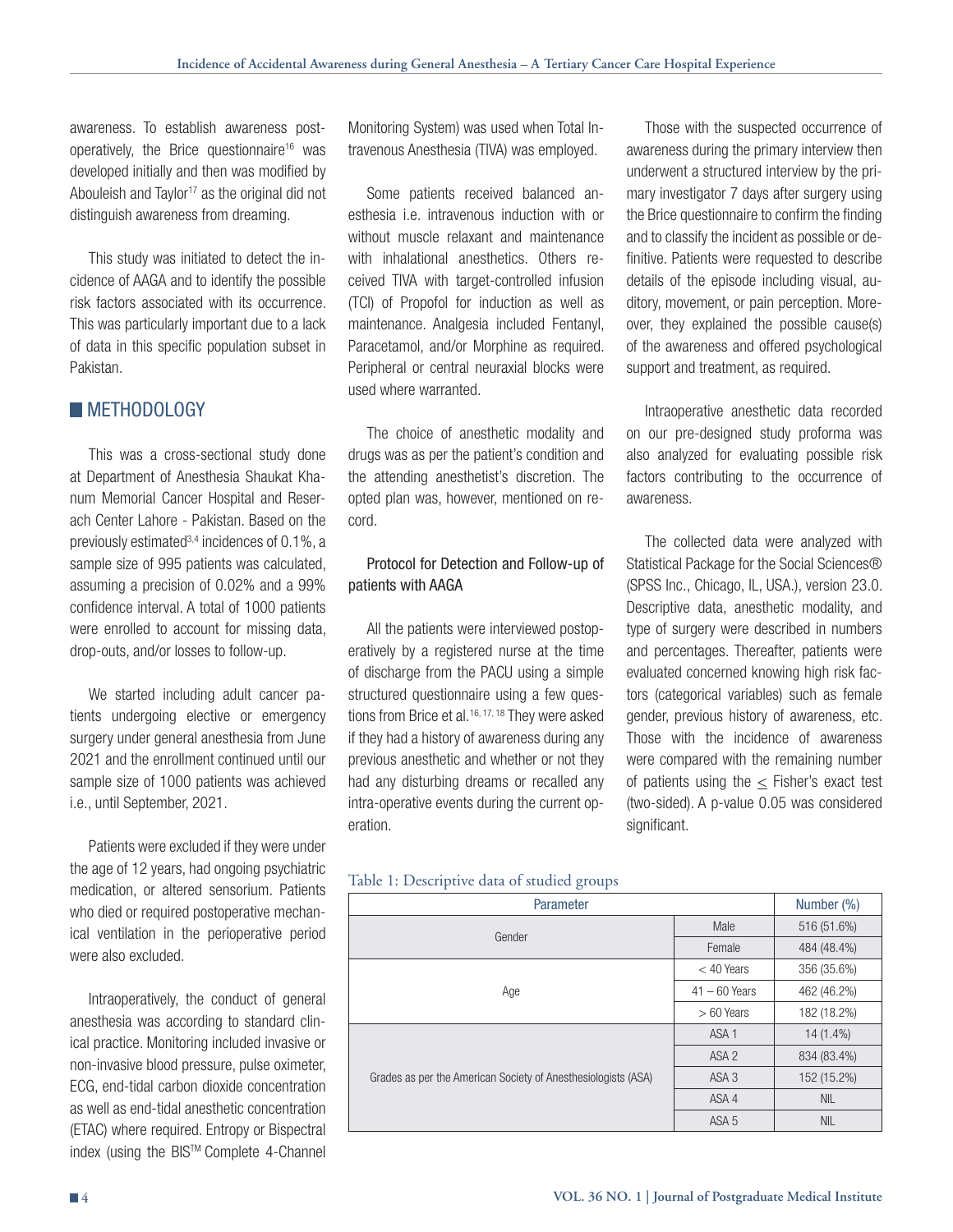awareness. To establish awareness postoperatively, the Brice questionnaire[16] was developed initially and then was modified by Abouleish and Taylor[17] as the original did not distinguish awareness from dreaming.

This study was initiated to detect the incidence of AAGA and to identify the possible risk factors associated with its occurrence. This was particularly important due to a lack of data in this specific population subset in Pakistan.

## METHODOLOGY

This was a cross-sectional study done at Department of Anesthesia Shaukat Khanum Memorial Cancer Hospital and Research Center Lahore - Pakistan. Based on the previously estimated[3,4] incidences of 0.1%, a sample size of 995 patients was calculated, assuming a precision of 0.02% and a 99% confidence interval. A total of 1000 patients were enrolled to account for missing data, drop-outs, and/or losses to follow-up.

We started including adult cancer patients undergoing elective or emergency surgery under general anesthesia from June 2021 and the enrollment continued until our sample size of 1000 patients was achieved i.e., until September, 2021.

Patients were excluded if they were under the age of 12 years, had ongoing psychiatric medication, or altered sensorium. Patients who died or required postoperative mechanical ventilation in the perioperative period were also excluded.

Intraoperatively, the conduct of general anesthesia was according to standard clinical practice. Monitoring included invasive or non-invasive blood pressure, pulse oximeter, ECG, end-tidal carbon dioxide concentration as well as end-tidal anesthetic concentration (ETAC) where required. Entropy or Bispectral index (using the BIS™ Complete 4-Channel Monitoring System) was used when Total Intravenous Anesthesia (TIVA) was employed.

Some patients received balanced anesthesia i.e. intravenous induction with or without muscle relaxant and maintenance with inhalational anesthetics. Others received TIVA with target-controlled infusion (TCI) of Propofol for induction as well as maintenance. Analgesia included Fentanyl, Paracetamol, and/or Morphine as required. Peripheral or central neuraxial blocks were used where warranted.

The choice of anesthetic modality and drugs was as per the patient's condition and the attending anesthetist's discretion. The opted plan was, however, mentioned on record.

### Protocol for Detection and Follow-up of patients with AAGA

All the patients were interviewed postoperatively by a registered nurse at the time of discharge from the PACU using a simple structured questionnaire using a few questions from Brice et al.[16,17,18] They were asked if they had a history of awareness during any previous anesthetic and whether or not they had any disturbing dreams or recalled any intra-operative events during the current operation.

Those with the suspected occurrence of awareness during the primary interview then underwent a structured interview by the primary investigator 7 days after surgery using the Brice questionnaire to confirm the finding and to classify the incident as possible or definitive. Patients were requested to describe details of the episode including visual, auditory, movement, or pain perception. Moreover, they explained the possible cause(s) of the awareness and offered psychological support and treatment, as required.

Intraoperative anesthetic data recorded on our pre-designed study proforma was also analyzed for evaluating possible risk factors contributing to the occurrence of awareness.

The collected data were analyzed with Statistical Package for the Social Sciences® (SPSS Inc., Chicago, IL, USA.), version 23.0. Descriptive data, anesthetic modality, and type of surgery were described in numbers and percentages. Thereafter, patients were evaluated concerned knowing high risk factors (categorical variables) such as female gender, previous history of awareness, etc. Those with the incidence of awareness were compared with the remaining number of patients using the ≤ Fisher's exact test (two-sided). A p-value 0.05 was considered significant.

Table 1: Descriptive data of studied groups

| Parameter | | Number (%) |
|---|---|---|
| Gender | Male | 516 (51.6%) |
| | Female | 484 (48.4%) |
| Age | < 40 Years | 356 (35.6%) |
| | 41 – 60 Years | 462 (46.2%) |
| | > 60 Years | 182 (18.2%) |
| Grades as per the American Society of Anesthesiologists (ASA) | ASA 1 | 14 (1.4%) |
| | ASA 2 | 834 (83.4%) |
| | ASA 3 | 152 (15.2%) |
| | ASA 4 | NIL |
| | ASA 5 | NIL |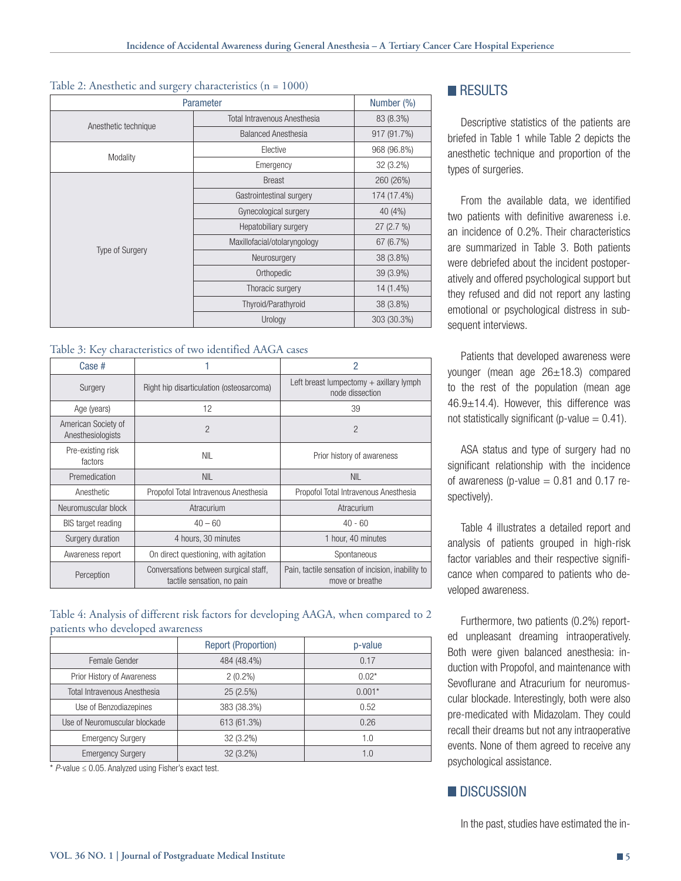Table 2: Anesthetic and surgery characteristics (n = 1000)

| Parameter | | Number (%) |
|---|---|---|
| Anesthetic technique | Total Intravenous Anesthesia | 83 (8.3%) |
| | Balanced Anesthesia | 917 (91.7%) |
| Modality | Elective | 968 (96.8%) |
| | Emergency | 32 (3.2%) |
| Type of Surgery | Breast | 260 (26%) |
| | Gastrointestinal surgery | 174 (17.4%) |
| | Gynecological surgery | 40 (4%) |
| | Hepatobiliary surgery | 27 (2.7 %) |
| | Maxillofacial/otolaryngology | 67 (6.7%) |
| | Neurosurgery | 38 (3.8%) |
| | Orthopedic | 39 (3.9%) |
| | Thoracic surgery | 14 (1.4%) |
| | Thyroid/Parathyroid | 38 (3.8%) |
| | Urology | 303 (30.3%) |

Table 3: Key characteristics of two identified AAGA cases

| Case # | 1 | 2 |
|---|---|---|
| Surgery | Right hip disarticulation (osteosarcoma) | Left breast lumpectomy + axillary lymph node dissection |
| Age (years) | 12 | 39 |
| American Society of Anesthesiologists | 2 | 2 |
| Pre-existing risk factors | NIL | Prior history of awareness |
| Premedication | NIL | NIL |
| Anesthetic | Propofol Total Intravenous Anesthesia | Propofol Total Intravenous Anesthesia |
| Neuromuscular block | Atracurium | Atracurium |
| BIS target reading | 40 – 60 | 40 - 60 |
| Surgery duration | 4 hours, 30 minutes | 1 hour, 40 minutes |
| Awareness report | On direct questioning, with agitation | Spontaneous |
| Perception | Conversations between surgical staff, tactile sensation, no pain | Pain, tactile sensation of incision, inability to move or breathe |

Table 4: Analysis of different risk factors for developing AAGA, when compared to 2 patients who developed awareness

| | Report (Proportion) | p-value |
|---|---|---|
| Female Gender | 484 (48.4%) | 0.17 |
| Prior History of Awareness | 2 (0.2%) | 0.02* |
| Total Intravenous Anesthesia | 25 (2.5%) | 0.001* |
| Use of Benzodiazepines | 383 (38.3%) | 0.52 |
| Use of Neuromuscular blockade | 613 (61.3%) | 0.26 |
| Emergency Surgery | 32 (3.2%) | 1.0 |
| Emergency Surgery | 32 (3.2%) | 1.0 |

\* *P*-value ≤ 0.05. Analyzed using Fisher's exact test.

## RESULTS

Descriptive statistics of the patients are briefed in Table 1 while Table 2 depicts the anesthetic technique and proportion of the types of surgeries.

From the available data, we identified two patients with definitive awareness i.e. an incidence of 0.2%. Their characteristics are summarized in Table 3. Both patients were debriefed about the incident postoperatively and offered psychological support but they refused and did not report any lasting emotional or psychological distress in subsequent interviews.

Patients that developed awareness were younger (mean age 26±18.3) compared to the rest of the population (mean age 46.9±14.4). However, this difference was not statistically significant (p-value = 0.41).

ASA status and type of surgery had no significant relationship with the incidence of awareness (p-value = 0.81 and 0.17 respectively).

Table 4 illustrates a detailed report and analysis of patients grouped in high-risk factor variables and their respective significance when compared to patients who developed awareness.

Furthermore, two patients (0.2%) reported unpleasant dreaming intraoperatively. Both were given balanced anesthesia: induction with Propofol, and maintenance with Sevoflurane and Atracurium for neuromuscular blockade. Interestingly, both were also pre-medicated with Midazolam. They could recall their dreams but not any intraoperative events. None of them agreed to receive any psychological assistance.

## DISCUSSION

In the past, studies have estimated the in-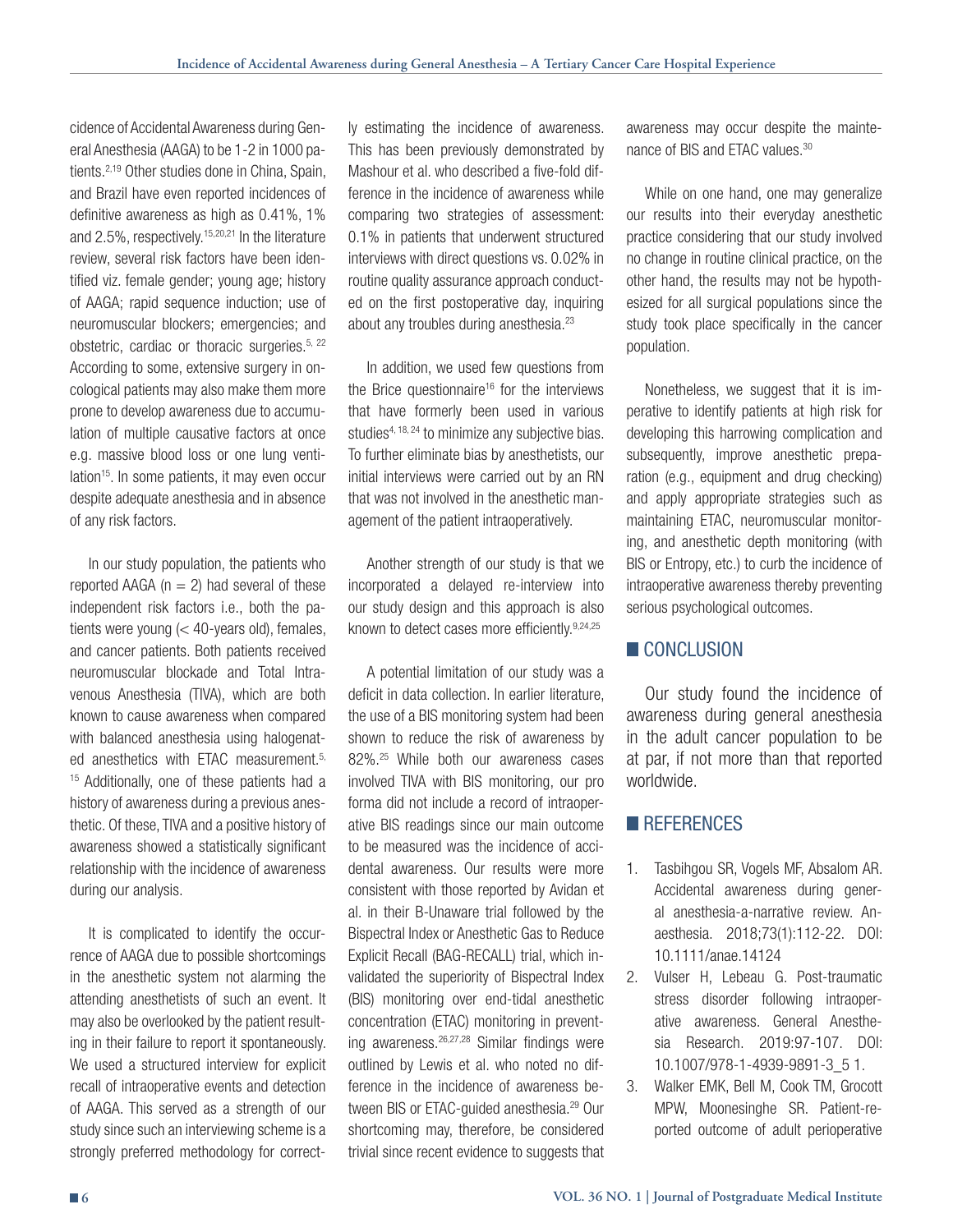cidence of Accidental Awareness during General Anesthesia (AAGA) to be 1-2 in 1000 patients.[2,19] Other studies done in China, Spain, and Brazil have even reported incidences of definitive awareness as high as 0.41%, 1% and 2.5%, respectively.[15,20,21] In the literature review, several risk factors have been identified viz. female gender; young age; history of AAGA; rapid sequence induction; use of neuromuscular blockers; emergencies; and obstetric, cardiac or thoracic surgeries.[5, 22] According to some, extensive surgery in oncological patients may also make them more prone to develop awareness due to accumulation of multiple causative factors at once e.g. massive blood loss or one lung ventilation[15]. In some patients, it may even occur despite adequate anesthesia and in absence of any risk factors.

In our study population, the patients who reported AAGA (n = 2) had several of these independent risk factors i.e., both the patients were young (< 40-years old), females, and cancer patients. Both patients received neuromuscular blockade and Total Intravenous Anesthesia (TIVA), which are both known to cause awareness when compared with balanced anesthesia using halogenated anesthetics with ETAC measurement.[5, 15] Additionally, one of these patients had a history of awareness during a previous anesthetic. Of these, TIVA and a positive history of awareness showed a statistically significant relationship with the incidence of awareness during our analysis.

It is complicated to identify the occurrence of AAGA due to possible shortcomings in the anesthetic system not alarming the attending anesthetists of such an event. It may also be overlooked by the patient resulting in their failure to report it spontaneously. We used a structured interview for explicit recall of intraoperative events and detection of AAGA. This served as a strength of our study since such an interviewing scheme is a strongly preferred methodology for correctly estimating the incidence of awareness. This has been previously demonstrated by Mashour et al. who described a five-fold difference in the incidence of awareness while comparing two strategies of assessment: 0.1% in patients that underwent structured interviews with direct questions vs. 0.02% in routine quality assurance approach conducted on the first postoperative day, inquiring about any troubles during anesthesia.[23]

In addition, we used few questions from the Brice questionnaire[16] for the interviews that have formerly been used in various studies[4, 18, 24] to minimize any subjective bias. To further eliminate bias by anesthetists, our initial interviews were carried out by an RN that was not involved in the anesthetic management of the patient intraoperatively.

Another strength of our study is that we incorporated a delayed re-interview into our study design and this approach is also known to detect cases more efficiently.[9,24,25]

A potential limitation of our study was a deficit in data collection. In earlier literature, the use of a BIS monitoring system had been shown to reduce the risk of awareness by 82%.[25] While both our awareness cases involved TIVA with BIS monitoring, our pro forma did not include a record of intraoperative BIS readings since our main outcome to be measured was the incidence of accidental awareness. Our results were more consistent with those reported by Avidan et al. in their B-Unaware trial followed by the Bispectral Index or Anesthetic Gas to Reduce Explicit Recall (BAG-RECALL) trial, which invalidated the superiority of Bispectral Index (BIS) monitoring over end-tidal anesthetic concentration (ETAC) monitoring in preventing awareness.[26,27,28] Similar findings were outlined by Lewis et al. who noted no difference in the incidence of awareness between BIS or ETAC-guided anesthesia.[29] Our shortcoming may, therefore, be considered trivial since recent evidence to suggests that awareness may occur despite the maintenance of BIS and ETAC values.[30]

While on one hand, one may generalize our results into their everyday anesthetic practice considering that our study involved no change in routine clinical practice, on the other hand, the results may not be hypothesized for all surgical populations since the study took place specifically in the cancer population.

Nonetheless, we suggest that it is imperative to identify patients at high risk for developing this harrowing complication and subsequently, improve anesthetic preparation (e.g., equipment and drug checking) and apply appropriate strategies such as maintaining ETAC, neuromuscular monitoring, and anesthetic depth monitoring (with BIS or Entropy, etc.) to curb the incidence of intraoperative awareness thereby preventing serious psychological outcomes.

## CONCLUSION

Our study found the incidence of awareness during general anesthesia in the adult cancer population to be at par, if not more than that reported worldwide.

## REFERENCES

1. Tasbihgou SR, Vogels MF, Absalom AR. Accidental awareness during general anesthesia-a-narrative review. Anaesthesia. 2018;73(1):112-22. DOI: 10.1111/anae.14124
2. Vulser H, Lebeau G. Post-traumatic stress disorder following intraoperative awareness. General Anesthesia Research. 2019:97-107. DOI: 10.1007/978-1-4939-9891-3_5 1.
3. Walker EMK, Bell M, Cook TM, Grocott MPW, Moonesinghe SR. Patient-reported outcome of adult perioperative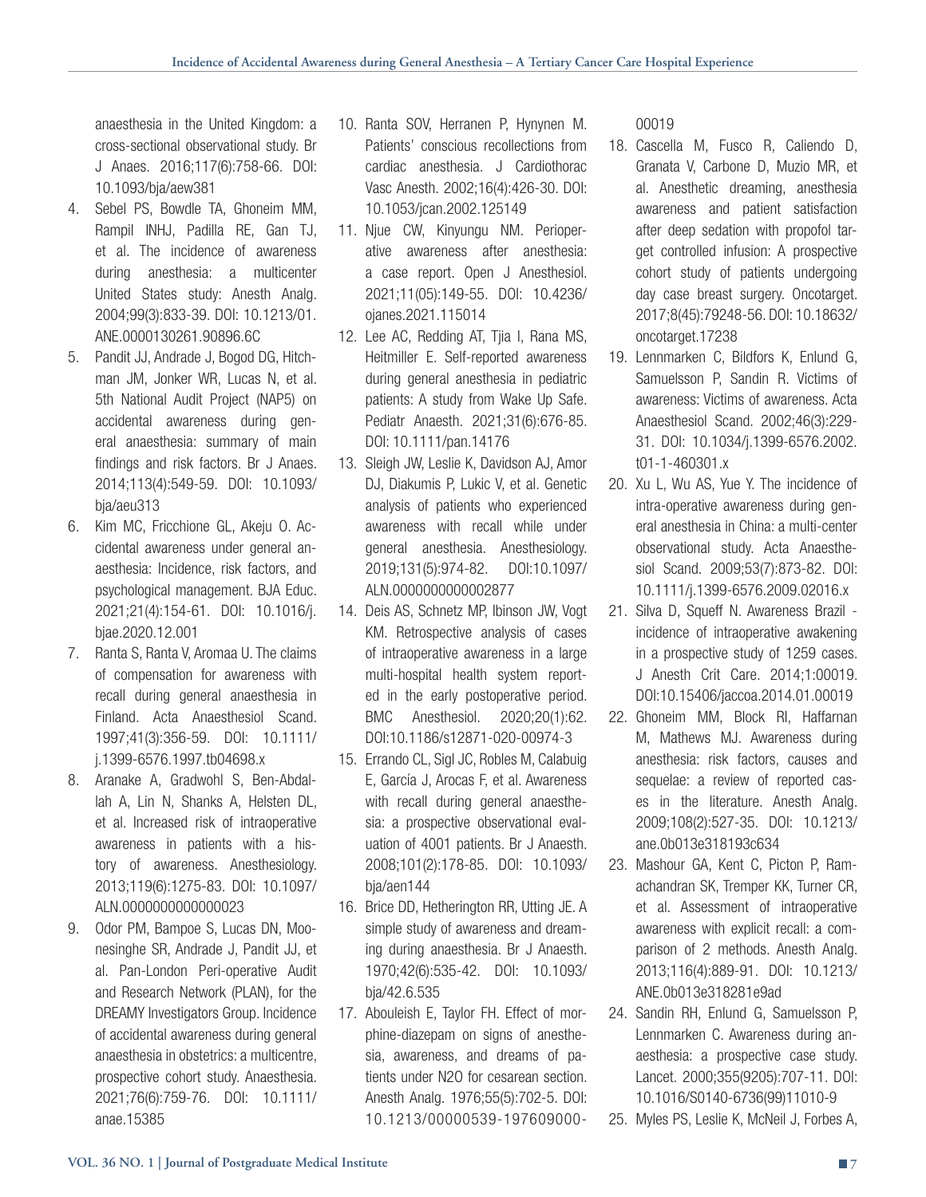anaesthesia in the United Kingdom: a cross-sectional observational study. Br J Anaes. 2016;117(6):758-66. DOI: 10.1093/bja/aew381

4. Sebel PS, Bowdle TA, Ghoneim MM, Rampil INHJ, Padilla RE, Gan TJ, et al. The incidence of awareness during anesthesia: a multicenter United States study: Anesth Analg. 2004;99(3):833-39. DOI: 10.1213/01.ANE.0000130261.90896.6C
5. Pandit JJ, Andrade J, Bogod DG, Hitchman JM, Jonker WR, Lucas N, et al. 5th National Audit Project (NAP5) on accidental awareness during general anaesthesia: summary of main findings and risk factors. Br J Anaes. 2014;113(4):549-59. DOI: 10.1093/bja/aeu313
6. Kim MC, Fricchione GL, Akeju O. Accidental awareness under general anaesthesia: Incidence, risk factors, and psychological management. BJA Educ. 2021;21(4):154-61. DOI: 10.1016/j.bjae.2020.12.001
7. Ranta S, Ranta V, Aromaa U. The claims of compensation for awareness with recall during general anaesthesia in Finland. Acta Anaesthesiol Scand. 1997;41(3):356-59. DOI: 10.1111/j.1399-6576.1997.tb04698.x
8. Aranake A, Gradwohl S, Ben-Abdallah A, Lin N, Shanks A, Helsten DL, et al. Increased risk of intraoperative awareness in patients with a history of awareness. Anesthesiology. 2013;119(6):1275-83. DOI: 10.1097/ALN.0000000000000023
9. Odor PM, Bampoe S, Lucas DN, Moonesinghe SR, Andrade J, Pandit JJ, et al. Pan-London Peri-operative Audit and Research Network (PLAN), for the DREAMY Investigators Group. Incidence of accidental awareness during general anaesthesia in obstetrics: a multicentre, prospective cohort study. Anaesthesia. 2021;76(6):759-76. DOI: 10.1111/anae.15385
10. Ranta SOV, Herranen P, Hynynen M. Patients' conscious recollections from cardiac anesthesia. J Cardiothorac Vasc Anesth. 2002;16(4):426-30. DOI: 10.1053/jcan.2002.125149
11. Njue CW, Kinyungu NM. Perioperative awareness after anesthesia: a case report. Open J Anesthesiol. 2021;11(05):149-55. DOI: 10.4236/ojanes.2021.115014
12. Lee AC, Redding AT, Tjia I, Rana MS, Heitmiller E. Self-reported awareness during general anesthesia in pediatric patients: A study from Wake Up Safe. Pediatr Anaesth. 2021;31(6):676-85. DOI: 10.1111/pan.14176
13. Sleigh JW, Leslie K, Davidson AJ, Amor DJ, Diakumis P, Lukic V, et al. Genetic analysis of patients who experienced awareness with recall while under general anesthesia. Anesthesiology. 2019;131(5):974-82. DOI:10.1097/ALN.0000000000002877
14. Deis AS, Schnetz MP, Ibinson JW, Vogt KM. Retrospective analysis of cases of intraoperative awareness in a large multi-hospital health system reported in the early postoperative period. BMC Anesthesiol. 2020;20(1):62. DOI:10.1186/s12871-020-00974-3
15. Errando CL, Sigl JC, Robles M, Calabuig E, García J, Arocas F, et al. Awareness with recall during general anaesthesia: a prospective observational evaluation of 4001 patients. Br J Anaesth. 2008;101(2):178-85. DOI: 10.1093/bja/aen144
16. Brice DD, Hetherington RR, Utting JE. A simple study of awareness and dreaming during anaesthesia. Br J Anaesth. 1970;42(6):535-42. DOI: 10.1093/bja/42.6.535
17. Abouleish E, Taylor FH. Effect of morphine-diazepam on signs of anesthesia, awareness, and dreams of patients under N2O for cesarean section. Anesth Analg. 1976;55(5):702-5. DOI: 10.1213/00000539-197609000-00019
18. Cascella M, Fusco R, Caliendo D, Granata V, Carbone D, Muzio MR, et al. Anesthetic dreaming, anesthesia awareness and patient satisfaction after deep sedation with propofol target controlled infusion: A prospective cohort study of patients undergoing day case breast surgery. Oncotarget. 2017;8(45):79248-56. DOI: 10.18632/oncotarget.17238
19. Lennmarken C, Bildfors K, Enlund G, Samuelsson P, Sandin R. Victims of awareness: Victims of awareness. Acta Anaesthesiol Scand. 2002;46(3):229-31. DOI: 10.1034/j.1399-6576.2002.t01-1-460301.x
20. Xu L, Wu AS, Yue Y. The incidence of intra-operative awareness during general anesthesia in China: a multi-center observational study. Acta Anaesthesiol Scand. 2009;53(7):873-82. DOI: 10.1111/j.1399-6576.2009.02016.x
21. Silva D, Squeff N. Awareness Brazil - incidence of intraoperative awakening in a prospective study of 1259 cases. J Anesth Crit Care. 2014;1:00019. DOI:10.15406/jaccoa.2014.01.00019
22. Ghoneim MM, Block RI, Haffarnan M, Mathews MJ. Awareness during anesthesia: risk factors, causes and sequelae: a review of reported cases in the literature. Anesth Analg. 2009;108(2):527-35. DOI: 10.1213/ane.0b013e318193c634
23. Mashour GA, Kent C, Picton P, Ramachandran SK, Tremper KK, Turner CR, et al. Assessment of intraoperative awareness with explicit recall: a comparison of 2 methods. Anesth Analg. 2013;116(4):889-91. DOI: 10.1213/ANE.0b013e318281e9ad
24. Sandin RH, Enlund G, Samuelsson P, Lennmarken C. Awareness during anaesthesia: a prospective case study. Lancet. 2000;355(9205):707-11. DOI: 10.1016/S0140-6736(99)11010-9
25. Myles PS, Leslie K, McNeil J, Forbes A,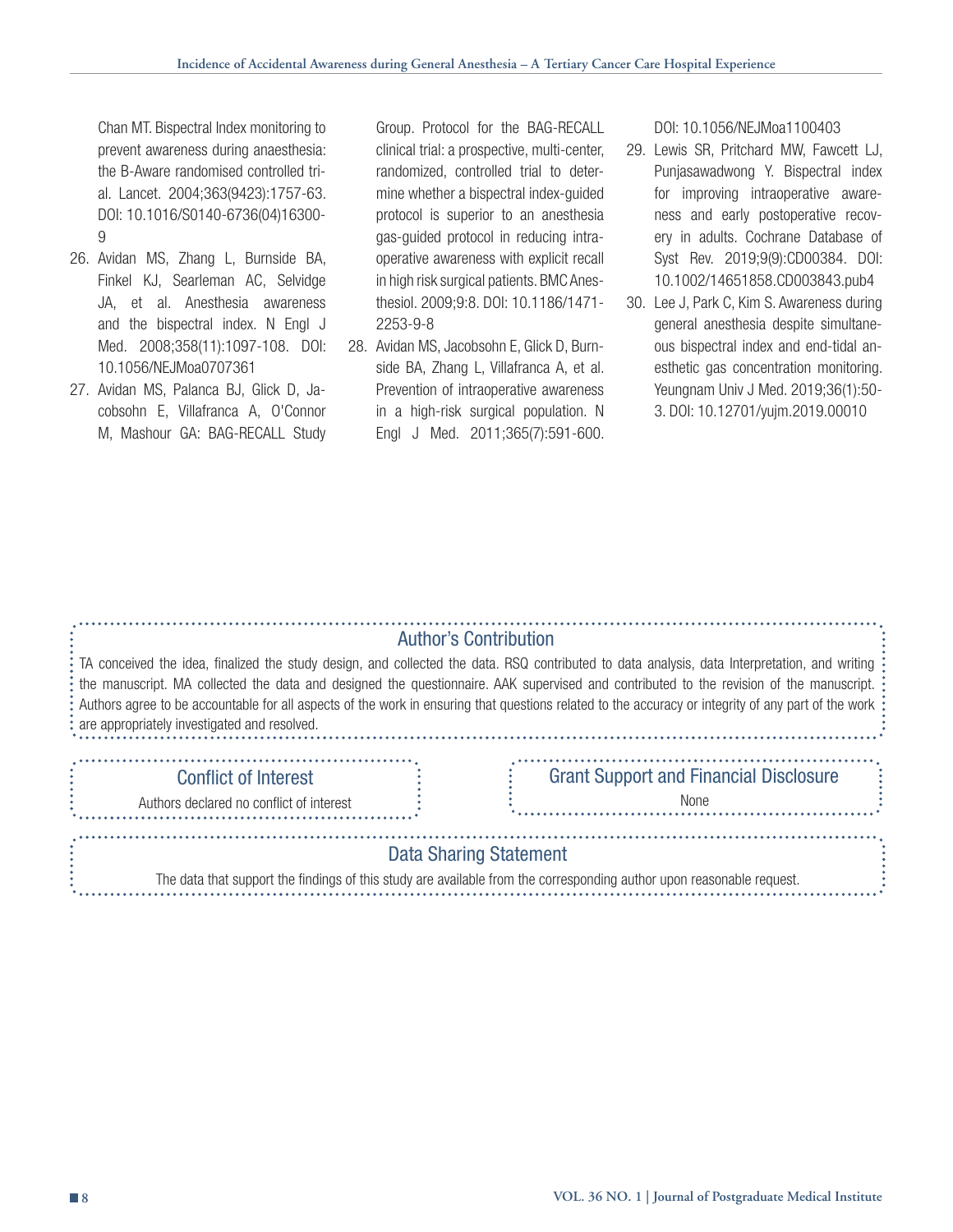Chan MT. Bispectral Index monitoring to prevent awareness during anaesthesia: the B-Aware randomised controlled trial. Lancet. 2004;363(9423):1757-63. DOI: 10.1016/S0140-6736(04)16300-9

26. Avidan MS, Zhang L, Burnside BA, Finkel KJ, Searleman AC, Selvidge JA, et al. Anesthesia awareness and the bispectral index. N Engl J Med. 2008;358(11):1097-108. DOI: 10.1056/NEJMoa0707361
27. Avidan MS, Palanca BJ, Glick D, Jacobsohn E, Villafranca A, O'Connor M, Mashour GA: BAG-RECALL Study Group. Protocol for the BAG-RECALL clinical trial: a prospective, multi-center, randomized, controlled trial to determine whether a bispectral index-guided protocol is superior to an anesthesia gas-guided protocol in reducing intraoperative awareness with explicit recall in high risk surgical patients. BMC Anesthesiol. 2009;9:8. DOI: 10.1186/1471-2253-9-8
28. Avidan MS, Jacobsohn E, Glick D, Burnside BA, Zhang L, Villafranca A, et al. Prevention of intraoperative awareness in a high-risk surgical population. N Engl J Med. 2011;365(7):591-600. DOI: 10.1056/NEJMoa1100403
29. Lewis SR, Pritchard MW, Fawcett LJ, Punjasawadwong Y. Bispectral index for improving intraoperative awareness and early postoperative recovery in adults. Cochrane Database of Syst Rev. 2019;9(9):CD00384. DOI: 10.1002/14651858.CD003843.pub4
30. Lee J, Park C, Kim S. Awareness during general anesthesia despite simultaneous bispectral index and end-tidal anesthetic gas concentration monitoring. Yeungnam Univ J Med. 2019;36(1):50-3. DOI: 10.12701/yujm.2019.00010

## Author's Contribution

TA conceived the idea, finalized the study design, and collected the data. RSQ contributed to data analysis, data Interpretation, and writing the manuscript. MA collected the data and designed the questionnaire. AAK supervised and contributed to the revision of the manuscript. Authors agree to be accountable for all aspects of the work in ensuring that questions related to the accuracy or integrity of any part of the work are appropriately investigated and resolved.

## Conflict of Interest

Authors declared no conflict of interest

## Grant Support and Financial Disclosure

None

## Data Sharing Statement

The data that support the findings of this study are available from the corresponding author upon reasonable request.